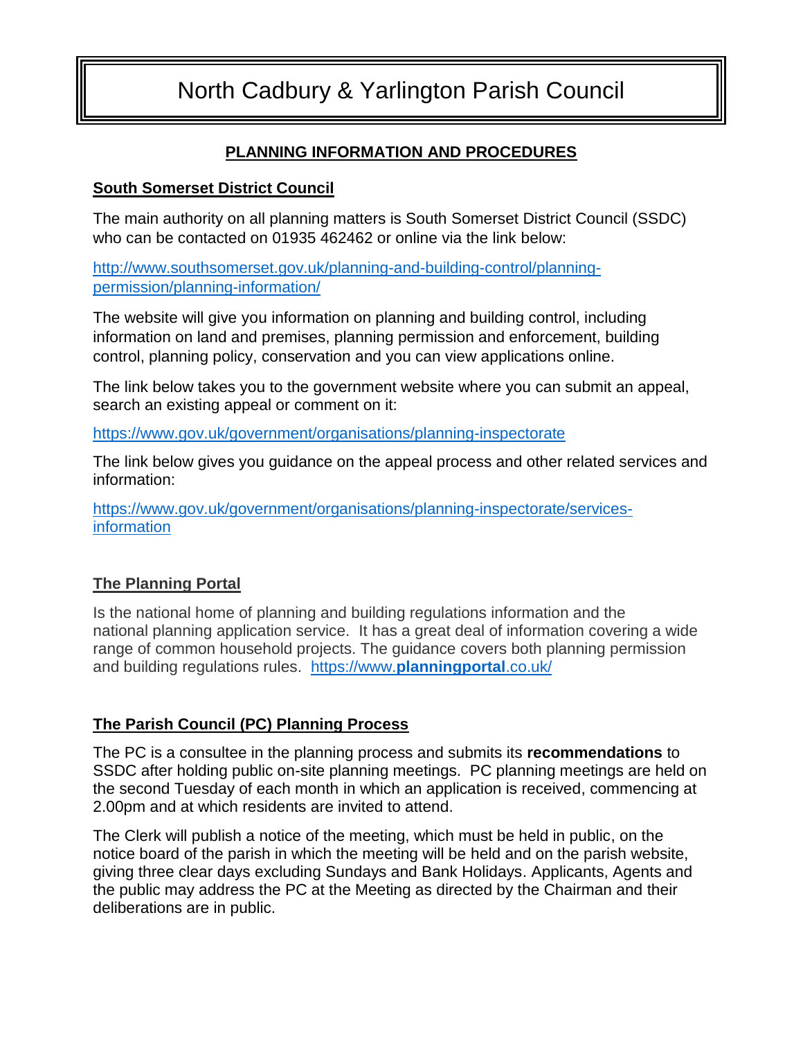# North Cadbury & Yarlington Parish Council

## PLANNING INFORMATION AND PROCEDURES

### South Somerset District Council

The main authority on all planning matters is South Somerset District Council (SSDC) who can be contacted on 01935 462462 or online via the link below:

[http://www.southsomerset.gov.uk/planning-and-building-control/planning-permission/planning-information/](http://www.southsomerset.gov.uk/planning-and-building-control/planning-permission/planning-information/)

The website will give you information on planning and building control, including information on land and premises, planning permission and enforcement, building control, planning policy, conservation and you can view applications online.

The link below takes you to the government website where you can submit an appeal, search an existing appeal or comment on it:

[https://www.gov.uk/government/organisations/planning-inspectorate](https://www.gov.uk/government/organisations/planning-inspectorate)

The link below gives you guidance on the appeal process and other related services and information:

[https://www.gov.uk/government/organisations/planning-inspectorate/services-information](https://www.gov.uk/government/organisations/planning-inspectorate/services-information)

### The Planning Portal

Is the national home of planning and building regulations information and the national planning application service. It has a great deal of information covering a wide range of common household projects. The guidance covers both planning permission and building regulations rules. [https://www.**planningportal**.co.uk/](https://www.planningportal.co.uk/)

### The Parish Council (PC) Planning Process

The PC is a consultee in the planning process and submits its **recommendations** to SSDC after holding public on-site planning meetings. PC planning meetings are held on the second Tuesday of each month in which an application is received, commencing at 2.00pm and at which residents are invited to attend.

The Clerk will publish a notice of the meeting, which must be held in public, on the notice board of the parish in which the meeting will be held and on the parish website, giving three clear days excluding Sundays and Bank Holidays. Applicants, Agents and the public may address the PC at the Meeting as directed by the Chairman and their deliberations are in public.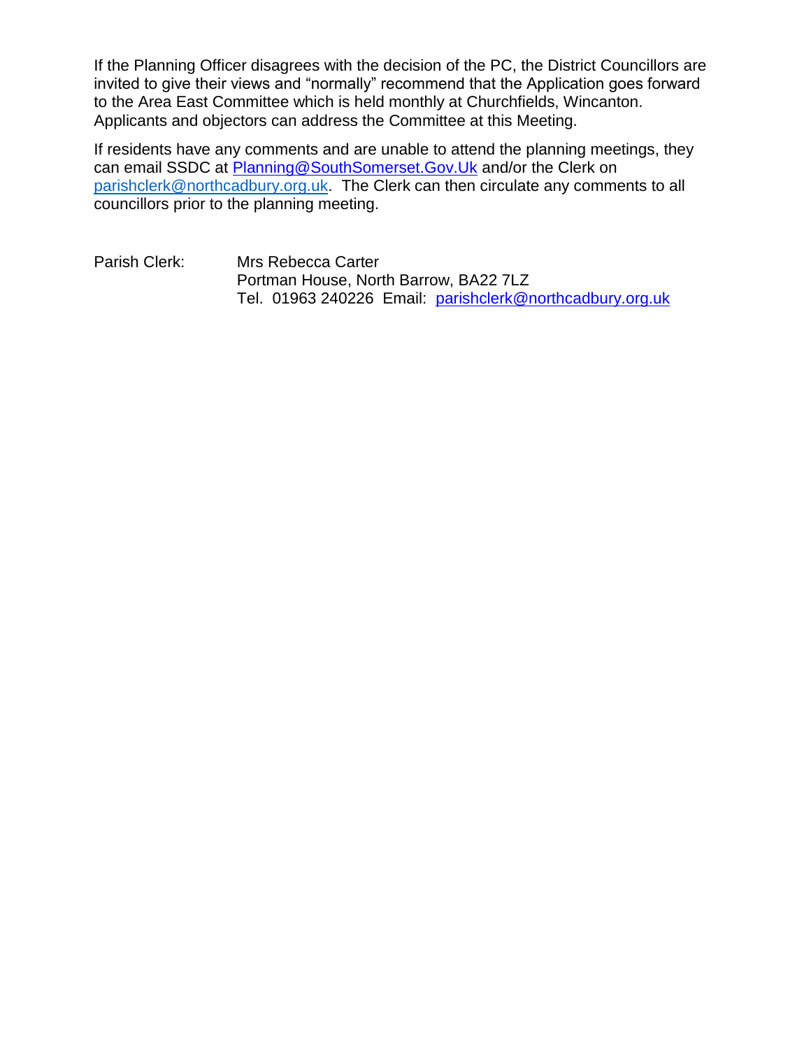If the Planning Officer disagrees with the decision of the PC, the District Councillors are invited to give their views and "normally" recommend that the Application goes forward to the Area East Committee which is held monthly at Churchfields, Wincanton. Applicants and objectors can address the Committee at this Meeting.

If residents have any comments and are unable to attend the planning meetings, they can email SSDC at Planning@SouthSomerset.Gov.Uk and/or the Clerk on parishclerk@northcadbury.org.uk. The Clerk can then circulate any comments to all councillors prior to the planning meeting.

Parish Clerk: Mrs Rebecca Carter
Portman House, North Barrow, BA22 7LZ
Tel. 01963 240226 Email: parishclerk@northcadbury.org.uk